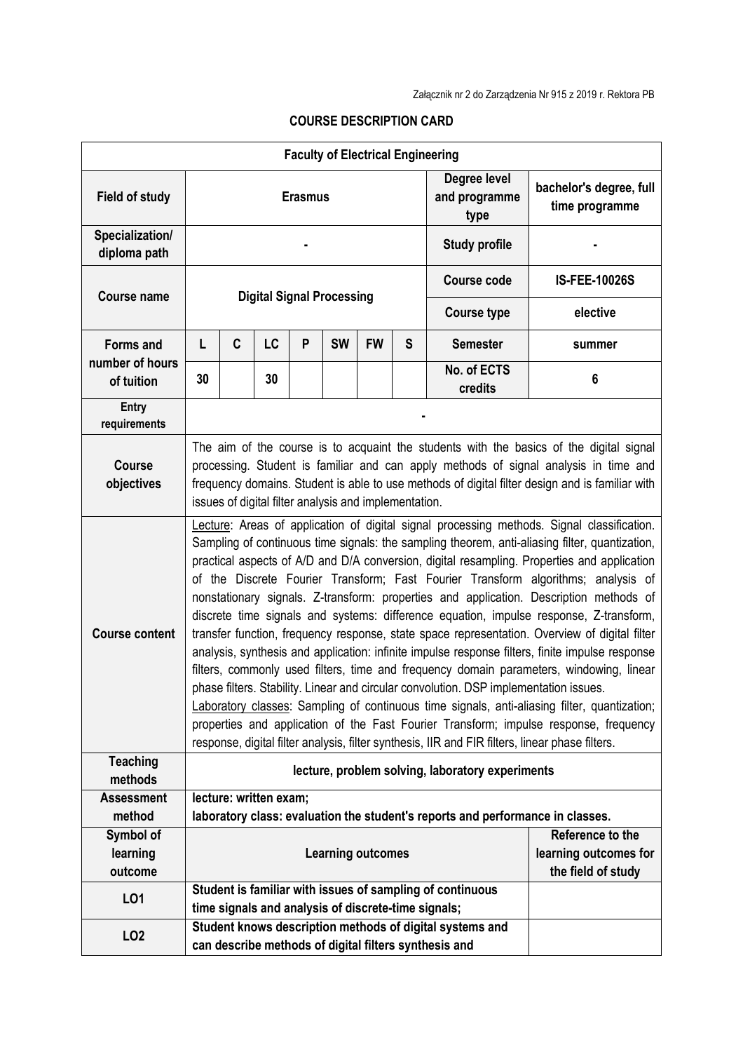Załącznik nr 2 do Zarządzenia Nr 915 z 2019 r. Rektora PB

# COURSE DESCRIPTION CARD

| **Faculty of Electrical Engineering** | | | | | | | | | |
|---|---|---|---|---|---|---|---|---|---|
| **Field of study** | **Erasmus** | | | | | | | **Degree level and programme type** | **bachelor's degree, full time programme** |
| **Specialization/ diploma path** | **-** | | | | | | | **Study profile** | **-** |
| **Course name** | **Digital Signal Processing** | | | | | | | **Course code** | **IS-FEE-10026S** |
| | | | | | | | | **Course type** | **elective** |
| **Forms and number of hours of tuition** | **L** | **C** | **LC** | **P** | **SW** | **FW** | **S** | **Semester** | **summer** |
| | **30** | | **30** | | | | | **No. of ECTS credits** | **6** |
| **Entry requirements** | **-** | | | | | | | | |
| **Course objectives** | The aim of the course is to acquaint the students with the basics of the digital signal processing. Student is familiar and can apply methods of signal analysis in time and frequency domains. Student is able to use methods of digital filter design and is familiar with issues of digital filter analysis and implementation. | | | | | | | | |
| **Course content** | Lecture: Areas of application of digital signal processing methods. Signal classification. Sampling of continuous time signals: the sampling theorem, anti-aliasing filter, quantization, practical aspects of A/D and D/A conversion, digital resampling. Properties and application of the Discrete Fourier Transform; Fast Fourier Transform algorithms; analysis of nonstationary signals. Z-transform: properties and application. Description methods of discrete time signals and systems: difference equation, impulse response, Z-transform, transfer function, frequency response, state space representation. Overview of digital filter analysis, synthesis and application: infinite impulse response filters, finite impulse response filters, commonly used filters, time and frequency domain parameters, windowing, linear phase filters. Stability. Linear and circular convolution. DSP implementation issues. Laboratory classes: Sampling of continuous time signals, anti-aliasing filter, quantization; properties and application of the Fast Fourier Transform; impulse response, frequency response, digital filter analysis, filter synthesis, IIR and FIR filters, linear phase filters. | | | | | | | | |
| **Teaching methods** | **lecture, problem solving, laboratory experiments** | | | | | | | | |
| **Assessment method** | **lecture: written exam; laboratory class: evaluation the student's reports and performance in classes.** | | | | | | | | |
| **Symbol of learning outcome** | **Learning outcomes** | | | | | | | | **Reference to the learning outcomes for the field of study** |
| **LO1** | **Student is familiar with issues of sampling of continuous time signals and analysis of discrete-time signals;** | | | | | | | | |
| **LO2** | **Student knows description methods of digital systems and can describe methods of digital filters synthesis and** | | | | | | | | |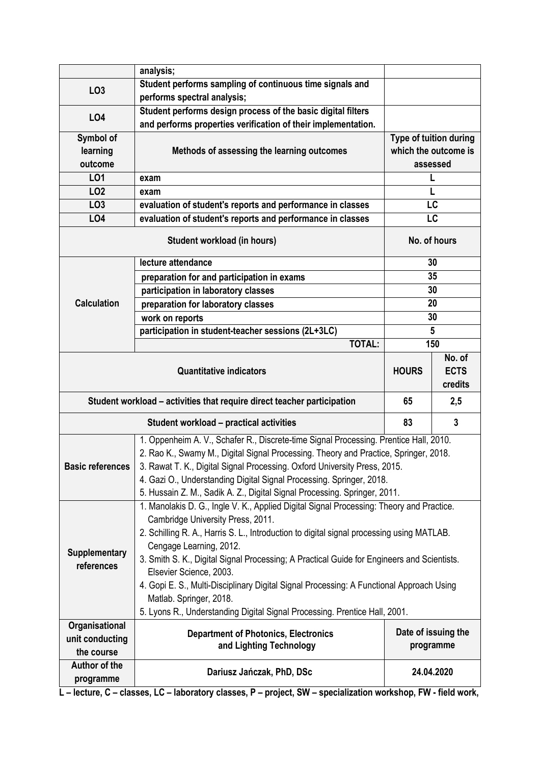| | | |
|---|---|---|
| | analysis; | |
| **LO3** | **Student performs sampling of continuous time signals and performs spectral analysis;** | |
| **LO4** | **Student performs design process of the basic digital filters and performs properties verification of their implementation.** | |
| **Symbol of learning outcome** | **Methods of assessing the learning outcomes** | **Type of tuition during which the outcome is assessed** |
| **LO1** | **exam** | **L** |
| **LO2** | **exam** | **L** |
| **LO3** | **evaluation of student's reports and performance in classes** | **LC** |
| **LO4** | **evaluation of student's reports and performance in classes** | **LC** |

| **Student workload (in hours)** | | **No. of hours** |
|---|---|---|
| **Calculation** | **lecture attendance** | **30** |
| | **preparation for and participation in exams** | **35** |
| | **participation in laboratory classes** | **30** |
| | **preparation for laboratory classes** | **20** |
| | **work on reports** | **30** |
| | **participation in student-teacher sessions (2L+3LC)** | **5** |
| | **TOTAL:** | **150** |

| **Quantitative indicators** | **HOURS** | **No. of ECTS credits** |
|---|---|---|
| **Student workload – activities that require direct teacher participation** | **65** | **2,5** |
| **Student workload – practical activities** | **83** | **3** |

| | |
|---|---|
| **Basic references** | 1. Oppenheim A. V., Schafer R., Discrete-time Signal Processing. Prentice Hall, 2010.<br>2. Rao K., Swamy M., Digital Signal Processing. Theory and Practice, Springer, 2018.<br>3. Rawat T. K., Digital Signal Processing. Oxford University Press, 2015.<br>4. Gazi O., Understanding Digital Signal Processing. Springer, 2018.<br>5. Hussain Z. M., Sadik A. Z., Digital Signal Processing. Springer, 2011. |
| **Supplementary references** | 1. Manolakis D. G., Ingle V. K., Applied Digital Signal Processing: Theory and Practice. Cambridge University Press, 2011.<br>2. Schilling R. A., Harris S. L., Introduction to digital signal processing using MATLAB. Cengage Learning, 2012.<br>3. Smith S. K., Digital Signal Processing; A Practical Guide for Engineers and Scientists. Elsevier Science, 2003.<br>4. Gopi E. S., Multi-Disciplinary Digital Signal Processing: A Functional Approach Using Matlab. Springer, 2018.<br>5. Lyons R., Understanding Digital Signal Processing. Prentice Hall, 2001. |

| | | |
|---|---|---|
| **Organisational unit conducting the course** | **Department of Photonics, Electronics and Lighting Technology** | **Date of issuing the programme** |
| **Author of the programme** | **Dariusz Jańczak, PhD, DSc** | **24.04.2020** |

**L – lecture, C – classes, LC – laboratory classes, P – project, SW – specialization workshop, FW - field work,**